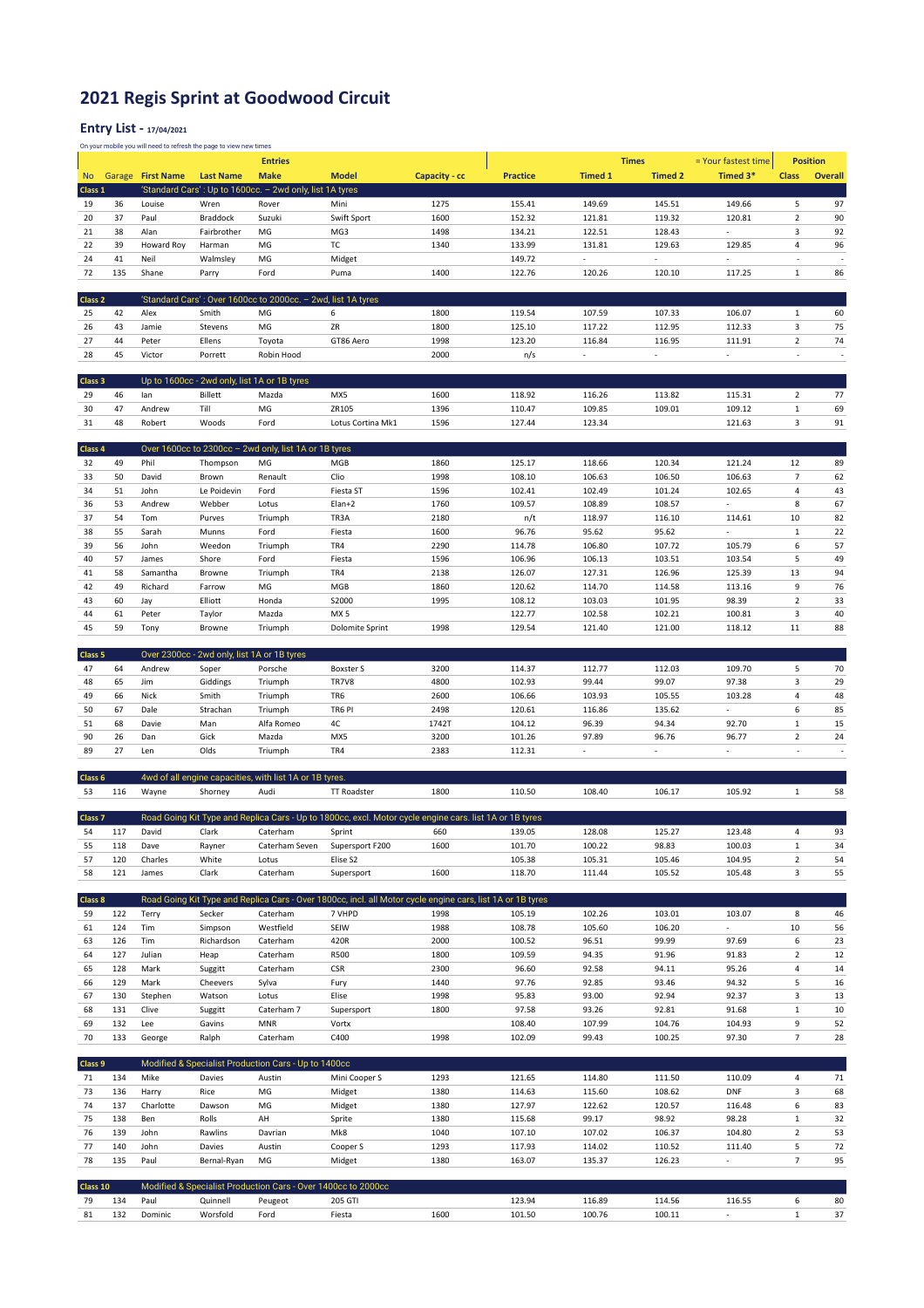# 2021 Regis Sprint at Goodwood Circuit

## Entry List - 17/04/2021

On your mobile you will need to refresh the page to view new times

| | | Entries | | | | | | Times | | | = Your fastest time | Position | |
|---|---|---|---|---|---|---|---|---|---|---|---|---|---|
| No | Garage | First Name | Last Name | Make | Model | Capacity - cc | Practice | Timed 1 | Timed 2 | Timed 3* | | Class | Overall |
| **Class 1** | | 'Standard Cars' : Up to 1600cc. – 2wd only, list 1A tyres | | | | | | | | | | | |
| 19 | 36 | Louise | Wren | Rover | Mini | 1275 | 155.41 | 149.69 | 145.51 | 149.66 | | 5 | 97 |
| 20 | 37 | Paul | Braddock | Suzuki | Swift Sport | 1600 | 152.32 | 121.81 | 119.32 | 120.81 | | 2 | 90 |
| 21 | 38 | Alan | Fairbrother | MG | MG3 | 1498 | 134.21 | 122.51 | 128.43 | - | | 3 | 92 |
| 22 | 39 | Howard Roy | Harman | MG | TC | 1340 | 133.99 | 131.81 | 129.63 | 129.85 | | 4 | 96 |
| 24 | 41 | Neil | Walmsley | MG | Midget | | 149.72 | - | - | - | | - | - |
| 72 | 135 | Shane | Parry | Ford | Puma | 1400 | 122.76 | 120.26 | 120.10 | 117.25 | | 1 | 86 |
| **Class 2** | | 'Standard Cars' : Over 1600cc to 2000cc. – 2wd, list 1A tyres | | | | | | | | | | | |
| 25 | 42 | Alex | Smith | MG | 6 | 1800 | 119.54 | 107.59 | 107.33 | 106.07 | | 1 | 60 |
| 26 | 43 | Jamie | Stevens | MG | ZR | 1800 | 125.10 | 117.22 | 112.95 | 112.33 | | 3 | 75 |
| 27 | 44 | Peter | Ellens | Toyota | GT86 Aero | 1998 | 123.20 | 116.84 | 116.95 | 111.91 | | 2 | 74 |
| 28 | 45 | Victor | Porrett | Robin Hood | | 2000 | n/s | - | - | - | | - | - |
| **Class 3** | | Up to 1600cc - 2wd only, list 1A or 1B tyres | | | | | | | | | | | |
| 29 | 46 | Ian | Billett | Mazda | MX5 | 1600 | 118.92 | 116.26 | 113.82 | 115.31 | | 2 | 77 |
| 30 | 47 | Andrew | Till | MG | ZR105 | 1396 | 110.47 | 109.85 | 109.01 | 109.12 | | 1 | 69 |
| 31 | 48 | Robert | Woods | Ford | Lotus Cortina Mk1 | 1596 | 127.44 | 123.34 | | 121.63 | | 3 | 91 |
| **Class 4** | | Over 1600cc to 2300cc – 2wd only, list 1A or 1B tyres | | | | | | | | | | | |
| 32 | 49 | Phil | Thompson | MG | MGB | 1860 | 125.17 | 118.66 | 120.34 | 121.24 | | 12 | 89 |
| 33 | 50 | David | Brown | Renault | Clio | 1998 | 108.10 | 106.63 | 106.50 | 106.63 | | 7 | 62 |
| 34 | 51 | John | Le Poidevin | Ford | Fiesta ST | 1596 | 102.41 | 102.49 | 101.24 | 102.65 | | 4 | 43 |
| 36 | 53 | Andrew | Webber | Lotus | Elan+2 | 1760 | 109.57 | 108.89 | 108.57 | - | | 8 | 67 |
| 37 | 54 | Tom | Purves | Triumph | TR3A | 2180 | n/t | 118.97 | 116.10 | 114.61 | | 10 | 82 |
| 38 | 55 | Sarah | Munns | Ford | Fiesta | 1600 | 96.76 | 95.62 | 95.62 | - | | 1 | 22 |
| 39 | 56 | John | Weedon | Triumph | TR4 | 2290 | 114.78 | 106.80 | 107.72 | 105.79 | | 6 | 57 |
| 40 | 57 | James | Shore | Ford | Fiesta | 1596 | 106.96 | 106.13 | 103.51 | 103.54 | | 5 | 49 |
| 41 | 58 | Samantha | Browne | Triumph | TR4 | 2138 | 126.07 | 127.31 | 126.96 | 125.39 | | 13 | 94 |
| 42 | 49 | Richard | Farrow | MG | MGB | 1860 | 120.62 | 114.70 | 114.58 | 113.16 | | 9 | 76 |
| 43 | 60 | Jay | Elliott | Honda | S2000 | 1995 | 108.12 | 103.03 | 101.95 | 98.39 | | 2 | 33 |
| 44 | 61 | Peter | Taylor | Mazda | MX 5 | | 122.77 | 102.58 | 102.21 | 100.81 | | 3 | 40 |
| 45 | 59 | Tony | Browne | Triumph | Dolomite Sprint | 1998 | 129.54 | 121.40 | 121.00 | 118.12 | | 11 | 88 |
| **Class 5** | | Over 2300cc - 2wd only, list 1A or 1B tyres | | | | | | | | | | | |
| 47 | 64 | Andrew | Soper | Porsche | Boxster S | 3200 | 114.37 | 112.77 | 112.03 | 109.70 | | 5 | 70 |
| 48 | 65 | Jim | Giddings | Triumph | TR7V8 | 4800 | 102.93 | 99.44 | 99.07 | 97.38 | | 3 | 29 |
| 49 | 66 | Nick | Smith | Triumph | TR6 | 2600 | 106.66 | 103.93 | 105.55 | 103.28 | | 4 | 48 |
| 50 | 67 | Dale | Strachan | Triumph | TR6 PI | 2498 | 120.61 | 116.86 | 135.62 | - | | 6 | 85 |
| 51 | 68 | Davie | Man | Alfa Romeo | 4C | 1742T | 104.12 | 96.39 | 94.34 | 92.70 | | 1 | 15 |
| 90 | 26 | Dan | Gick | Mazda | MX5 | 3200 | 101.26 | 97.89 | 96.76 | 96.77 | | 2 | 24 |
| 89 | 27 | Len | Olds | Triumph | TR4 | 2383 | 112.31 | - | - | - | | - | - |
| **Class 6** | | 4wd of all engine capacities, with list 1A or 1B tyres. | | | | | | | | | | | |
| 53 | 116 | Wayne | Shorney | Audi | TT Roadster | 1800 | 110.50 | 108.40 | 106.17 | 105.92 | | 1 | 58 |
| **Class 7** | | Road Going Kit Type and Replica Cars - Up to 1800cc, excl. Motor cycle engine cars. list 1A or 1B tyres | | | | | | | | | | | |
| 54 | 117 | David | Clark | Caterham | Sprint | 660 | 139.05 | 128.08 | 125.27 | 123.48 | | 4 | 93 |
| 55 | 118 | Dave | Rayner | Caterham Seven | Supersport F200 | 1600 | 101.70 | 100.22 | 98.83 | 100.03 | | 1 | 34 |
| 57 | 120 | Charles | White | Lotus | Elise S2 | | 105.38 | 105.31 | 105.46 | 104.95 | | 2 | 54 |
| 58 | 121 | James | Clark | Caterham | Supersport | 1600 | 118.70 | 111.44 | 105.52 | 105.48 | | 3 | 55 |
| **Class 8** | | Road Going Kit Type and Replica Cars - Over 1800cc, incl. all Motor cycle engine cars, list 1A or 1B tyres | | | | | | | | | | | |
| 59 | 122 | Terry | Secker | Caterham | 7 VHPD | 1998 | 105.19 | 102.26 | 103.01 | 103.07 | | 8 | 46 |
| 61 | 124 | Tim | Simpson | Westfield | SEIW | 1988 | 108.78 | 105.60 | 106.20 | - | | 10 | 56 |
| 63 | 126 | Tim | Richardson | Caterham | 420R | 2000 | 100.52 | 96.51 | 99.99 | 97.69 | | 6 | 23 |
| 64 | 127 | Julian | Heap | Caterham | R500 | 1800 | 109.59 | 94.35 | 91.96 | 91.83 | | 2 | 12 |
| 65 | 128 | Mark | Suggitt | Caterham | CSR | 2300 | 96.60 | 92.58 | 94.11 | 95.26 | | 4 | 14 |
| 66 | 129 | Mark | Cheevers | Sylva | Fury | 1440 | 97.76 | 92.85 | 93.46 | 94.32 | | 5 | 16 |
| 67 | 130 | Stephen | Watson | Lotus | Elise | 1998 | 95.83 | 93.00 | 92.94 | 92.37 | | 3 | 13 |
| 68 | 131 | Clive | Suggitt | Caterham 7 | Supersport | 1800 | 97.58 | 93.26 | 92.81 | 91.68 | | 1 | 10 |
| 69 | 132 | Lee | Gavins | MNR | Vortx | | 108.40 | 107.99 | 104.76 | 104.93 | | 9 | 52 |
| 70 | 133 | George | Ralph | Caterham | C400 | 1998 | 102.09 | 99.43 | 100.25 | 97.30 | | 7 | 28 |
| **Class 9** | | Modified & Specialist Production Cars - Up to 1400cc | | | | | | | | | | | |
| 71 | 134 | Mike | Davies | Austin | Mini Cooper S | 1293 | 121.65 | 114.80 | 111.50 | 110.09 | | 4 | 71 |
| 73 | 136 | Harry | Rice | MG | Midget | 1380 | 114.63 | 115.60 | 108.62 | DNF | | 3 | 68 |
| 74 | 137 | Charlotte | Dawson | MG | Midget | 1380 | 127.97 | 122.62 | 120.57 | 116.48 | | 6 | 83 |
| 75 | 138 | Ben | Rolls | AH | Sprite | 1380 | 115.68 | 99.17 | 98.92 | 98.28 | | 1 | 32 |
| 76 | 139 | John | Rawlins | Davrian | Mk8 | 1040 | 107.10 | 107.02 | 106.37 | 104.80 | | 2 | 53 |
| 77 | 140 | John | Davies | Austin | Cooper S | 1293 | 117.93 | 114.02 | 110.52 | 111.40 | | 5 | 72 |
| 78 | 135 | Paul | Bernal-Ryan | MG | Midget | 1380 | 163.07 | 135.37 | 126.23 | - | | 7 | 95 |
| **Class 10** | | Modified & Specialist Production Cars - Over 1400cc to 2000cc | | | | | | | | | | | |
| 79 | 134 | Paul | Quinnell | Peugeot | 205 GTI | | 123.94 | 116.89 | 114.56 | 116.55 | | 6 | 80 |
| 81 | 132 | Dominic | Worsfold | Ford | Fiesta | 1600 | 101.50 | 100.76 | 100.11 | - | | 1 | 37 |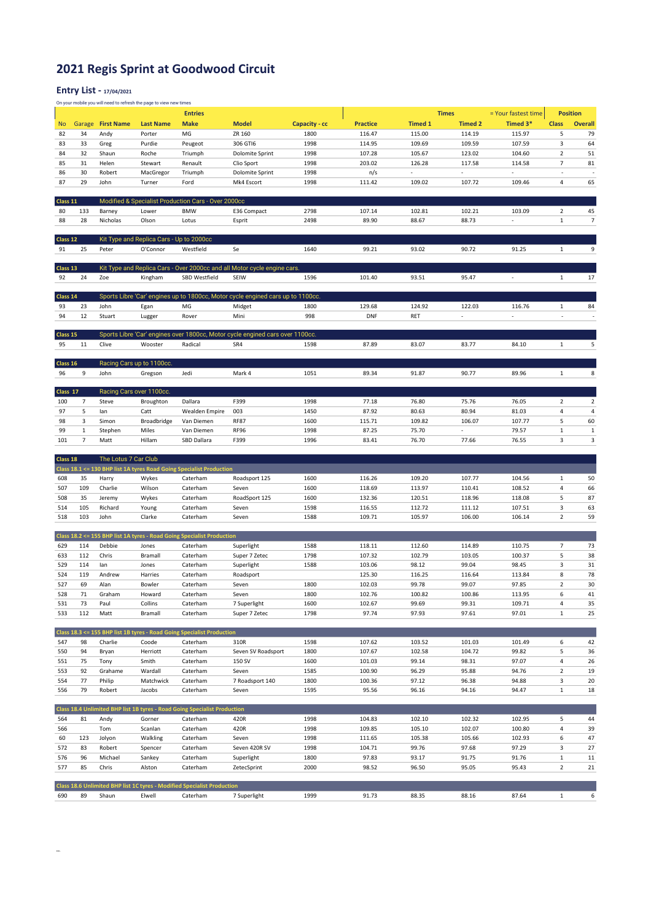# 2021 Regis Sprint at Goodwood Circuit

## Entry List - 17/04/2021

On your mobile you will need to refresh the page to view new times

| | | Entries | | | | | Times | | | = Your fastest time | Position | |
|---|---|---|---|---|---|---|---|---|---|---|---|---|
| No | Garage | First Name | Last Name | Make | Model | Capacity - cc | Practice | Timed 1 | Timed 2 | Timed 3* | Class | Overall |
| 82 | 34 | Andy | Porter | MG | ZR 160 | 1800 | 116.47 | 115.00 | 114.19 | 115.97 | 5 | 79 |
| 83 | 33 | Greg | Purdie | Peugeot | 306 GTI6 | 1998 | 114.95 | 109.69 | 109.59 | 107.59 | 3 | 64 |
| 84 | 32 | Shaun | Roche | Triumph | Dolomite Sprint | 1998 | 107.28 | 105.67 | 123.02 | 104.60 | 2 | 51 |
| 85 | 31 | Helen | Stewart | Renault | Clio Sport | 1998 | 203.02 | 126.28 | 117.58 | 114.58 | 7 | 81 |
| 86 | 30 | Robert | MacGregor | Triumph | Dolomite Sprint | 1998 | n/s | - | - | - | - | - |
| 87 | 29 | John | Turner | Ford | Mk4 Escort | 1998 | 111.42 | 109.02 | 107.72 | 109.46 | 4 | 65 |
| **Class 11** | | Modified & Specialist Production Cars - Over 2000cc | | | | | | | | | | |
| 80 | 133 | Barney | Lower | BMW | E36 Compact | 2798 | 107.14 | 102.81 | 102.21 | 103.09 | 2 | 45 |
| 88 | 28 | Nicholas | Olson | Lotus | Esprit | 2498 | 89.90 | 88.67 | 88.73 | - | 1 | 7 |
| **Class 12** | | Kit Type and Replica Cars - Up to 2000cc | | | | | | | | | | |
| 91 | 25 | Peter | O'Connor | Westfield | Se | 1640 | 99.21 | 93.02 | 90.72 | 91.25 | 1 | 9 |
| **Class 13** | | Kit Type and Replica Cars - Over 2000cc and all Motor cycle engine cars. | | | | | | | | | | |
| 92 | 24 | Zoe | Kingham | SBD Westfield | SEIW | 1596 | 101.40 | 93.51 | 95.47 | - | 1 | 17 |
| **Class 14** | | Sports Libre 'Car' engines up to 1800cc, Motor cycle engined cars up to 1100cc. | | | | | | | | | | |
| 93 | 23 | John | Egan | MG | Midget | 1800 | 129.68 | 124.92 | 122.03 | 116.76 | 1 | 84 |
| 94 | 12 | Stuart | Lugger | Rover | Mini | 998 | DNF | RET | - | - | - | - |
| **Class 15** | | Sports Libre 'Car' engines over 1800cc, Motor cycle engined cars over 1100cc. | | | | | | | | | | |
| 95 | 11 | Clive | Wooster | Radical | SR4 | 1598 | 87.89 | 83.07 | 83.77 | 84.10 | 1 | 5 |
| **Class 16** | | Racing Cars up to 1100cc. | | | | | | | | | | |
| 96 | 9 | John | Gregson | Jedi | Mark 4 | 1051 | 89.34 | 91.87 | 90.77 | 89.96 | 1 | 8 |
| **Class 17** | | Racing Cars over 1100cc. | | | | | | | | | | |
| 100 | 7 | Steve | Broughton | Dallara | F399 | 1998 | 77.18 | 76.80 | 75.76 | 76.05 | 2 | 2 |
| 97 | 5 | Ian | Catt | Wealden Empire | 003 | 1450 | 87.92 | 80.63 | 80.94 | 81.03 | 4 | 4 |
| 98 | 3 | Simon | Broadbridge | Van Diemen | RF87 | 1600 | 115.71 | 109.82 | 106.07 | 107.77 | 5 | 60 |
| 99 | 1 | Stephen | Miles | Van Diemen | RF96 | 1998 | 87.25 | 75.70 | - | 79.57 | 1 | 1 |
| 101 | 7 | Matt | Hillam | SBD Dallara | F399 | 1996 | 83.41 | 76.70 | 77.66 | 76.55 | 3 | 3 |
| **Class 18** | | The Lotus 7 Car Club | | | | | | | | | | |
| **Class 18.1 <= 130 BHP list 1A tyres Road Going Specialist Production** | | | | | | | | | | | | |
| 608 | 35 | Harry | Wykes | Caterham | Roadsport 125 | 1600 | 116.26 | 109.20 | 107.77 | 104.56 | 1 | 50 |
| 507 | 109 | Charlie | Wilson | Caterham | Seven | 1600 | 118.69 | 113.97 | 110.41 | 108.52 | 4 | 66 |
| 508 | 35 | Jeremy | Wykes | Caterham | RoadSport 125 | 1600 | 132.36 | 120.51 | 118.96 | 118.08 | 5 | 87 |
| 514 | 105 | Richard | Young | Caterham | Seven | 1598 | 116.55 | 112.72 | 111.12 | 107.51 | 3 | 63 |
| 518 | 103 | John | Clarke | Caterham | Seven | 1588 | 109.71 | 105.97 | 106.00 | 106.14 | 2 | 59 |
| **Class 18.2 <= 155 BHP list 1A tyres - Road Going Specialist Production** | | | | | | | | | | | | |
| 629 | 114 | Debbie | Jones | Caterham | Superlight | 1588 | 118.11 | 112.60 | 114.89 | 110.75 | 7 | 73 |
| 633 | 112 | Chris | Bramall | Caterham | Super 7 Zetec | 1798 | 107.32 | 102.79 | 103.05 | 100.37 | 5 | 38 |
| 529 | 114 | Ian | Jones | Caterham | Superlight | 1588 | 103.06 | 98.12 | 99.04 | 98.45 | 3 | 31 |
| 524 | 119 | Andrew | Harries | Caterham | Roadsport | | 125.30 | 116.25 | 116.64 | 113.84 | 8 | 78 |
| 527 | 69 | Alan | Bowler | Caterham | Seven | 1800 | 102.03 | 99.78 | 99.07 | 97.85 | 2 | 30 |
| 528 | 71 | Graham | Howard | Caterham | Seven | 1800 | 102.76 | 100.82 | 100.86 | 113.95 | 6 | 41 |
| 531 | 73 | Paul | Collins | Caterham | 7 Superlight | 1600 | 102.67 | 99.69 | 99.31 | 109.71 | 4 | 35 |
| 533 | 112 | Matt | Bramall | Caterham | Super 7 Zetec | 1798 | 97.74 | 97.93 | 97.61 | 97.01 | 1 | 25 |
| **Class 18.3 <= 155 BHP list 1B tyres - Road Going Specialist Production** | | | | | | | | | | | | |
| 547 | 98 | Charlie | Coode | Caterham | 310R | 1598 | 107.62 | 103.52 | 101.03 | 101.49 | 6 | 42 |
| 550 | 94 | Bryan | Herriott | Caterham | Seven SV Roadsport | 1800 | 107.67 | 102.58 | 104.72 | 99.82 | 5 | 36 |
| 551 | 75 | Tony | Smith | Caterham | 150 SV | 1600 | 101.03 | 99.14 | 98.31 | 97.07 | 4 | 26 |
| 553 | 92 | Grahame | Wardall | Caterham | Seven | 1585 | 100.90 | 96.29 | 95.88 | 94.76 | 2 | 19 |
| 554 | 77 | Philip | Matchwick | Caterham | 7 Roadsport 140 | 1800 | 100.36 | 97.12 | 96.38 | 94.88 | 3 | 20 |
| 556 | 79 | Robert | Jacobs | Caterham | Seven | 1595 | 95.56 | 96.16 | 94.16 | 94.47 | 1 | 18 |
| **Class 18.4 Unlimited BHP list 1B tyres - Road Going Specialist Production** | | | | | | | | | | | | |
| 564 | 81 | Andy | Gorner | Caterham | 420R | 1998 | 104.83 | 102.10 | 102.32 | 102.95 | 5 | 44 |
| 566 | | Tom | Scanlan | Caterham | 420R | 1998 | 109.85 | 105.10 | 102.07 | 100.80 | 4 | 39 |
| 60 | 123 | Jolyon | Walkling | Caterham | Seven | 1998 | 111.65 | 105.38 | 105.66 | 102.93 | 6 | 47 |
| 572 | 83 | Robert | Spencer | Caterham | Seven 420R SV | 1998 | 104.71 | 99.76 | 97.68 | 97.29 | 3 | 27 |
| 576 | 96 | Michael | Sankey | Caterham | Superlight | 1800 | 97.83 | 93.17 | 91.75 | 91.76 | 1 | 11 |
| 577 | 85 | Chris | Alston | Caterham | ZetecSprint | 2000 | 98.52 | 96.50 | 95.05 | 95.43 | 2 | 21 |
| **Class 18.6 Unlimited BHP list 1C tyres - Modified Specialist Production** | | | | | | | | | | | | |
| 690 | 89 | Shaun | Elwell | Caterham | 7 Superlight | 1999 | 91.73 | 88.35 | 88.16 | 87.64 | 1 | 6 |